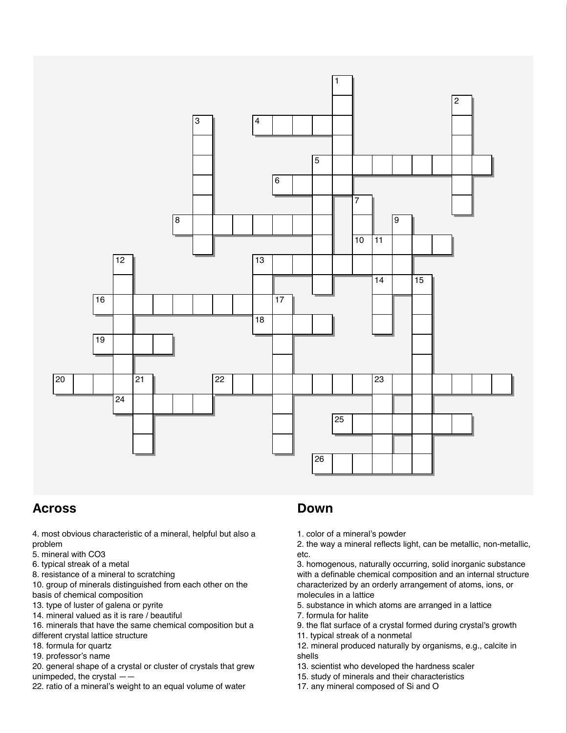## Across

4. most obvious characteristic of a mineral, helpful but also a problem
5. mineral with CO3
6. typical streak of a metal
8. resistance of a mineral to scratching
10. group of minerals distinguished from each other on the basis of chemical composition
13. type of luster of galena or pyrite
14. mineral valued as it is rare / beautiful
16. minerals that have the same chemical composition but a different crystal lattice structure
18. formula for quartz
19. professor's name
20. general shape of a crystal or cluster of crystals that grew unimpeded, the crystal — —
22. ratio of a mineral's weight to an equal volume of water
24. hardest mineral
25. form in which a mineral's atoms are arranged in a lattice
26. what a mineral does when it breaks along planes of weakness

## Down

1. color of a mineral's powder
2. the way a mineral reflects light, can be metallic, non-metallic, etc.
3. homogenous, naturally occurring, solid inorganic substance with a definable chemical composition and an internal structure characterized by an orderly arrangement of atoms, ions, or molecules in a lattice
5. substance in which atoms are arranged in a lattice
7. formula for halite
9. the flat surface of a crystal formed during crystal's growth
11. typical streak of a nonmetal
12. mineral produced naturally by organisms, e.g., calcite in shells
13. scientist who developed the hardness scaler
15. study of minerals and their characteristics
17. any mineral composed of Si and O

## Across

4. most obvious characteristic of a mineral, helpful but also a problem
5. mineral with CO3
6. typical streak of a metal
8. resistance of a mineral to scratching
10. group of minerals distinguished from each other on the basis of chemical composition
13. type of luster of galena or pyrite
14. mineral valued as it is rare / beautiful
16. minerals that have the same chemical composition but a different crystal lattice structure
18. formula for quartz
19. professor's name
20. general shape of a crystal or cluster of crystals that grew unimpeded, the crystal — —
22. ratio of a mineral's weight to an equal volume of water

## Down

1. color of a mineral's powder
2. the way a mineral reflects light, can be metallic, non-metallic, etc.
3. homogenous, naturally occurring, solid inorganic substance with a definable chemical composition and an internal structure characterized by an orderly arrangement of atoms, ions, or molecules in a lattice
5. substance in which atoms are arranged in a lattice
7. formula for halite
9. the flat surface of a crystal formed during crystal's growth
11. typical streak of a nonmetal
12. mineral produced naturally by organisms, e.g., calcite in shells
13. scientist who developed the hardness scaler
15. study of minerals and their characteristics
17. any mineral composed of Si and O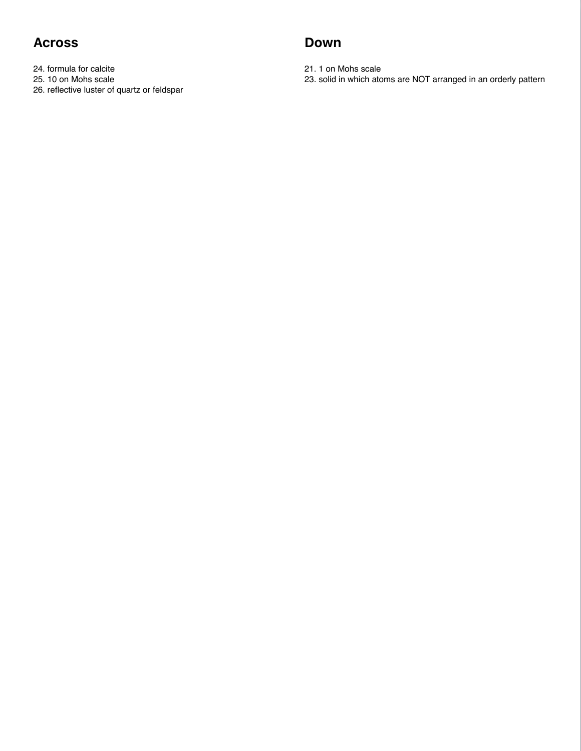## Across

24. formula for calcite
25. 10 on Mohs scale
26. reflective luster of quartz or feldspar

## Down

21. 1 on Mohs scale
23. solid in which atoms are NOT arranged in an orderly pattern